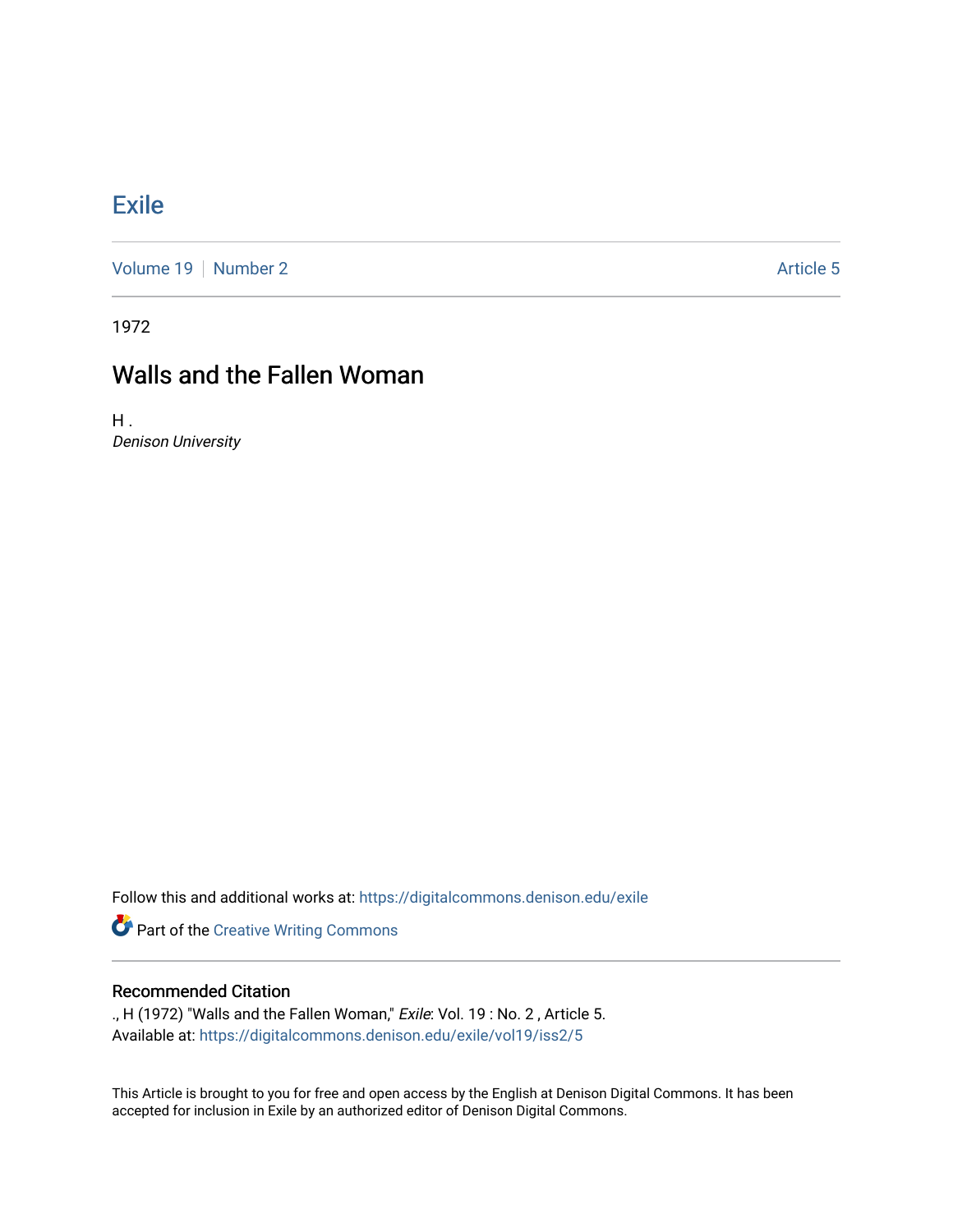# Exile

Volume 19 | Number 2 Article 5

1972

## Walls and the Fallen Woman

H .
*Denison University*

Follow this and additional works at: https://digitalcommons.denison.edu/exile

Part of the Creative Writing Commons

### Recommended Citation

., H (1972) "Walls and the Fallen Woman," *Exile*: Vol. 19 : No. 2 , Article 5.
Available at: https://digitalcommons.denison.edu/exile/vol19/iss2/5

This Article is brought to you for free and open access by the English at Denison Digital Commons. It has been accepted for inclusion in Exile by an authorized editor of Denison Digital Commons.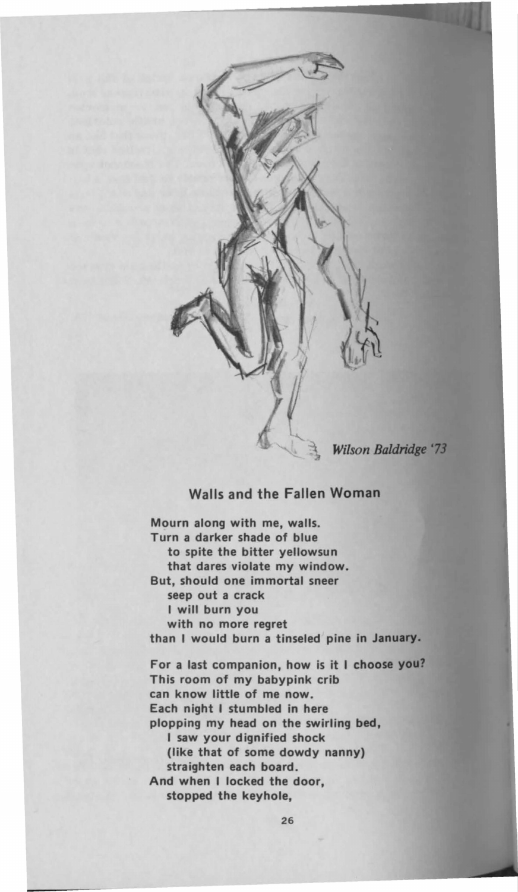*Wilson Baldridge '73*

## Walls and the Fallen Woman

Mourn along with me, walls.
Turn a darker shade of blue
   to spite the bitter yellowsun
   that dares violate my window.
But, should one immortal sneer
   seep out a crack
   I will burn you
   with no more regret
than I would burn a tinseled pine in January.

For a last companion, how is it I choose you?
This room of my babypink crib
can know little of me now.
Each night I stumbled in here
plopping my head on the swirling bed,
   I saw your dignified shock
   (like that of some dowdy nanny)
   straighten each board.
And when I locked the door,
   stopped the keyhole,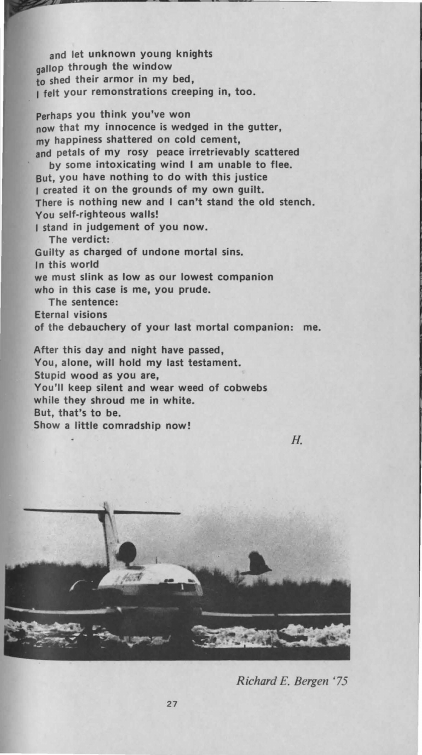and let unknown young knights
gallop through the window
to shed their armor in my bed,
I felt your remonstrations creeping in, too.

Perhaps you think you've won
now that my innocence is wedged in the gutter,
my happiness shattered on cold cement,
and petals of my rosy peace irretrievably scattered
by some intoxicating wind I am unable to flee.
But, you have nothing to do with this justice
I created it on the grounds of my own guilt.
There is nothing new and I can't stand the old stench.
You self-righteous walls!
I stand in judgement of you now.
The verdict:
Guilty as charged of undone mortal sins.
In this world
we must slink as low as our lowest companion
who in this case is me, you prude.
The sentence:
Eternal visions
of the debauchery of your last mortal companion: me.

After this day and night have passed,
You, alone, will hold my last testament.
Stupid wood as you are,
You'll keep silent and wear weed of cobwebs
while they shroud me in white.
But, that's to be.
Show a little comradship now!

*H.*

*Richard E. Bergen '75*